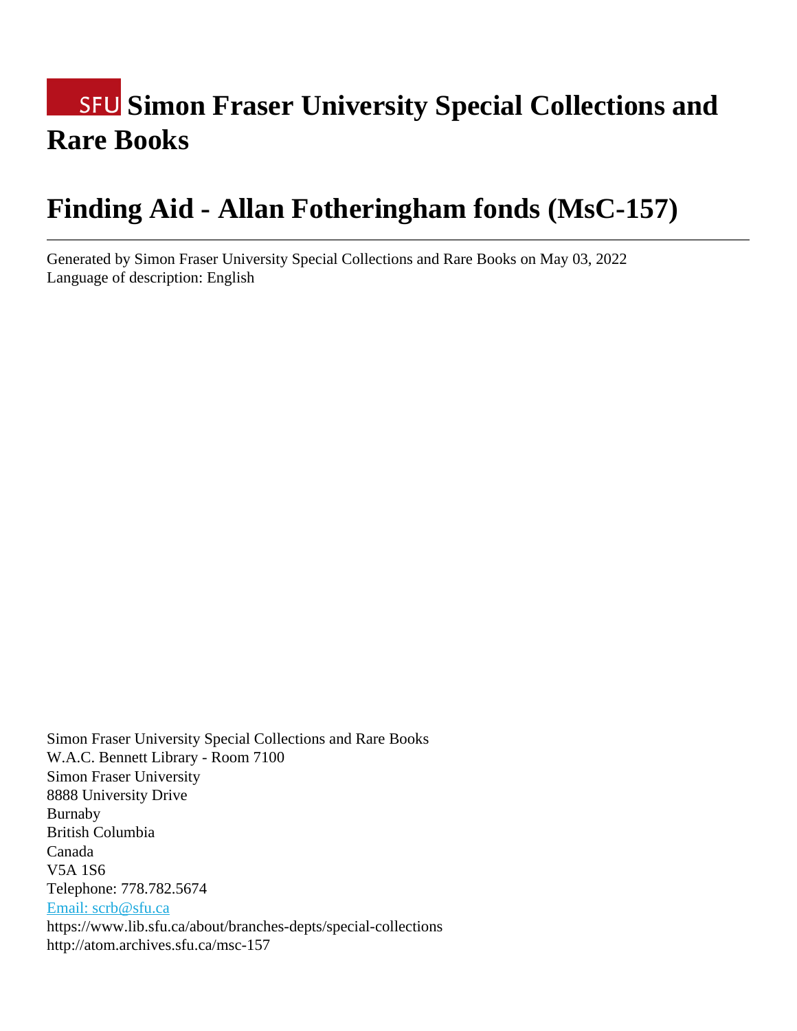# SFU Simon Fraser University Special Collections and Rare Books

# Finding Aid - Allan Fotheringham fonds (MsC-157)

---

Generated by Simon Fraser University Special Collections and Rare Books on May 03, 2022
Language of description: English

Simon Fraser University Special Collections and Rare Books
W.A.C. Bennett Library - Room 7100
Simon Fraser University
8888 University Drive
Burnaby
British Columbia
Canada
V5A 1S6
Telephone: 778.782.5674
Email: scrb@sfu.ca
https://www.lib.sfu.ca/about/branches-depts/special-collections
http://atom.archives.sfu.ca/msc-157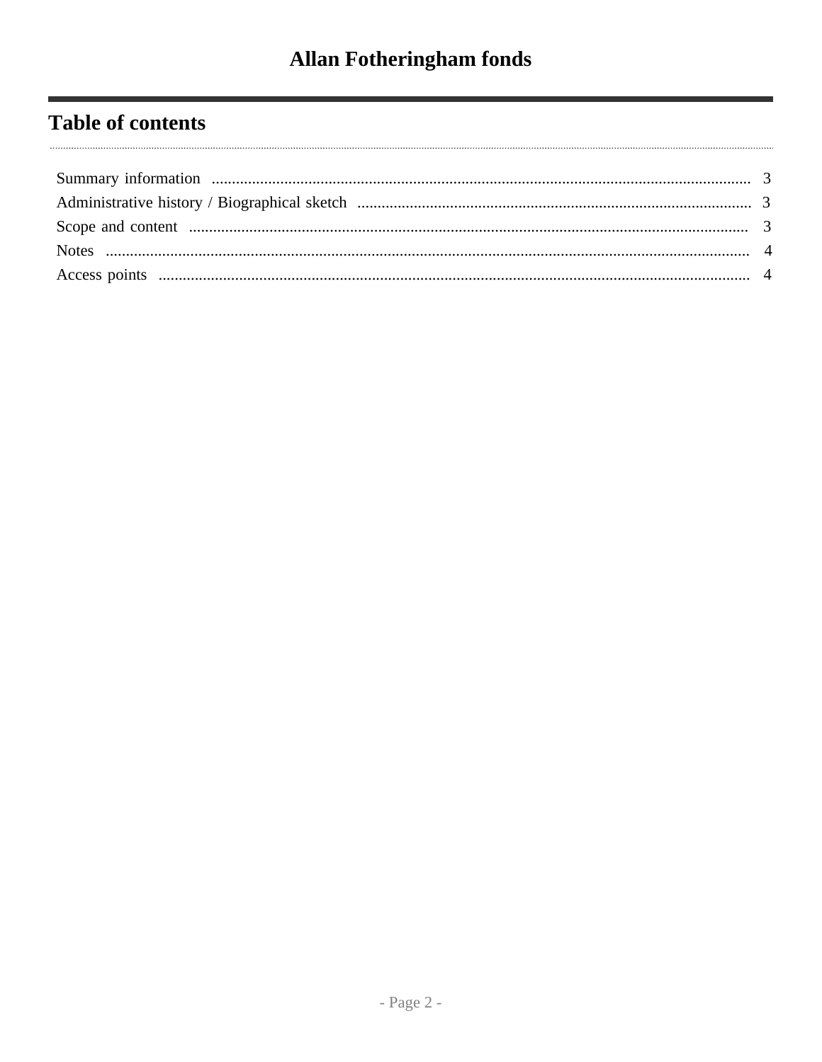# Allan Fotheringham fonds

## Table of contents

Summary information ...... 3
Administrative history / Biographical sketch ...... 3
Scope and content ...... 3
Notes ...... 4
Access points ...... 4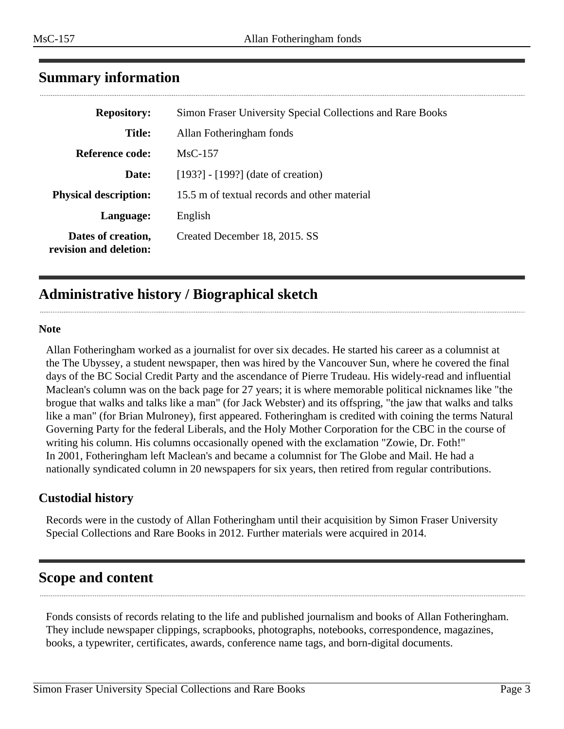## Summary information

| | |
|---|---|
| **Repository:** | Simon Fraser University Special Collections and Rare Books |
| **Title:** | Allan Fotheringham fonds |
| **Reference code:** | MsC-157 |
| **Date:** | [193?] - [199?] (date of creation) |
| **Physical description:** | 15.5 m of textual records and other material |
| **Language:** | English |
| **Dates of creation, revision and deletion:** | Created December 18, 2015. SS |

## Administrative history / Biographical sketch

**Note**

Allan Fotheringham worked as a journalist for over six decades. He started his career as a columnist at the The Ubyssey, a student newspaper, then was hired by the Vancouver Sun, where he covered the final days of the BC Social Credit Party and the ascendance of Pierre Trudeau. His widely-read and influential Maclean's column was on the back page for 27 years; it is where memorable political nicknames like "the brogue that walks and talks like a man" (for Jack Webster) and its offspring, "the jaw that walks and talks like a man" (for Brian Mulroney), first appeared. Fotheringham is credited with coining the terms Natural Governing Party for the federal Liberals, and the Holy Mother Corporation for the CBC in the course of writing his column. His columns occasionally opened with the exclamation "Zowie, Dr. Foth!"
In 2001, Fotheringham left Maclean's and became a columnist for The Globe and Mail. He had a nationally syndicated column in 20 newspapers for six years, then retired from regular contributions.

### Custodial history

Records were in the custody of Allan Fotheringham until their acquisition by Simon Fraser University Special Collections and Rare Books in 2012. Further materials were acquired in 2014.

## Scope and content

Fonds consists of records relating to the life and published journalism and books of Allan Fotheringham. They include newspaper clippings, scrapbooks, photographs, notebooks, correspondence, magazines, books, a typewriter, certificates, awards, conference name tags, and born-digital documents.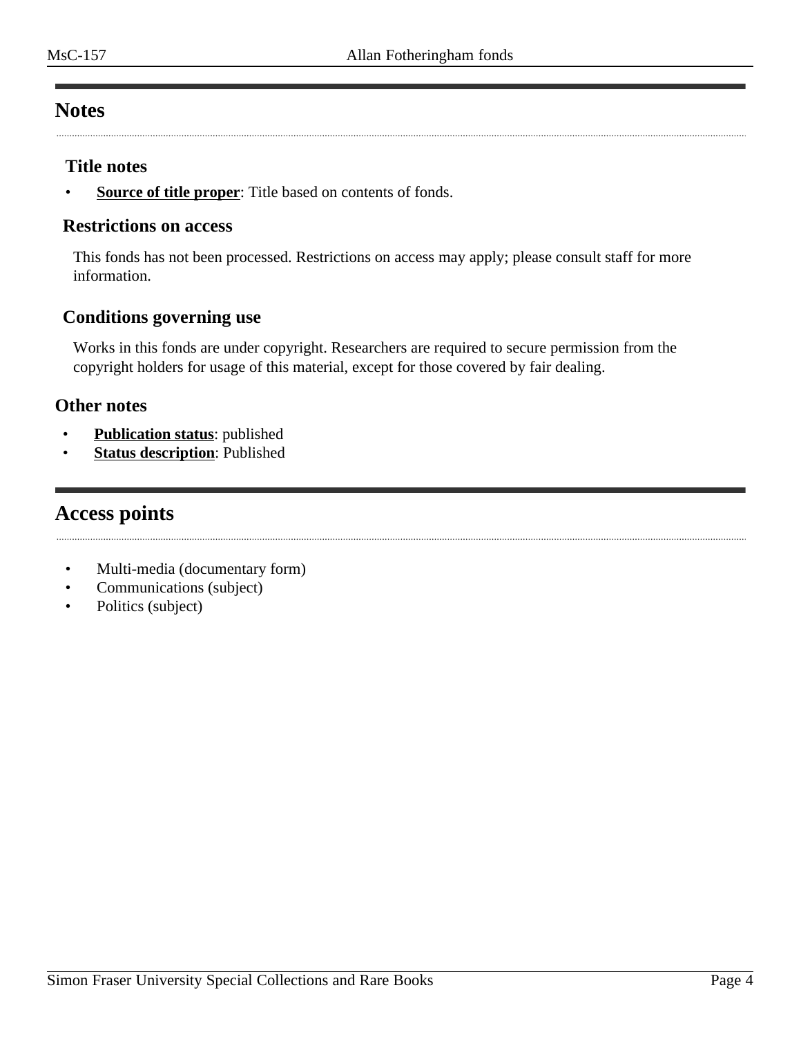## Notes

### Title notes

- **Source of title proper**: Title based on contents of fonds.

### Restrictions on access

This fonds has not been processed. Restrictions on access may apply; please consult staff for more information.

### Conditions governing use

Works in this fonds are under copyright. Researchers are required to secure permission from the copyright holders for usage of this material, except for those covered by fair dealing.

### Other notes

- **Publication status**: published
- **Status description**: Published

## Access points

- Multi-media (documentary form)
- Communications (subject)
- Politics (subject)